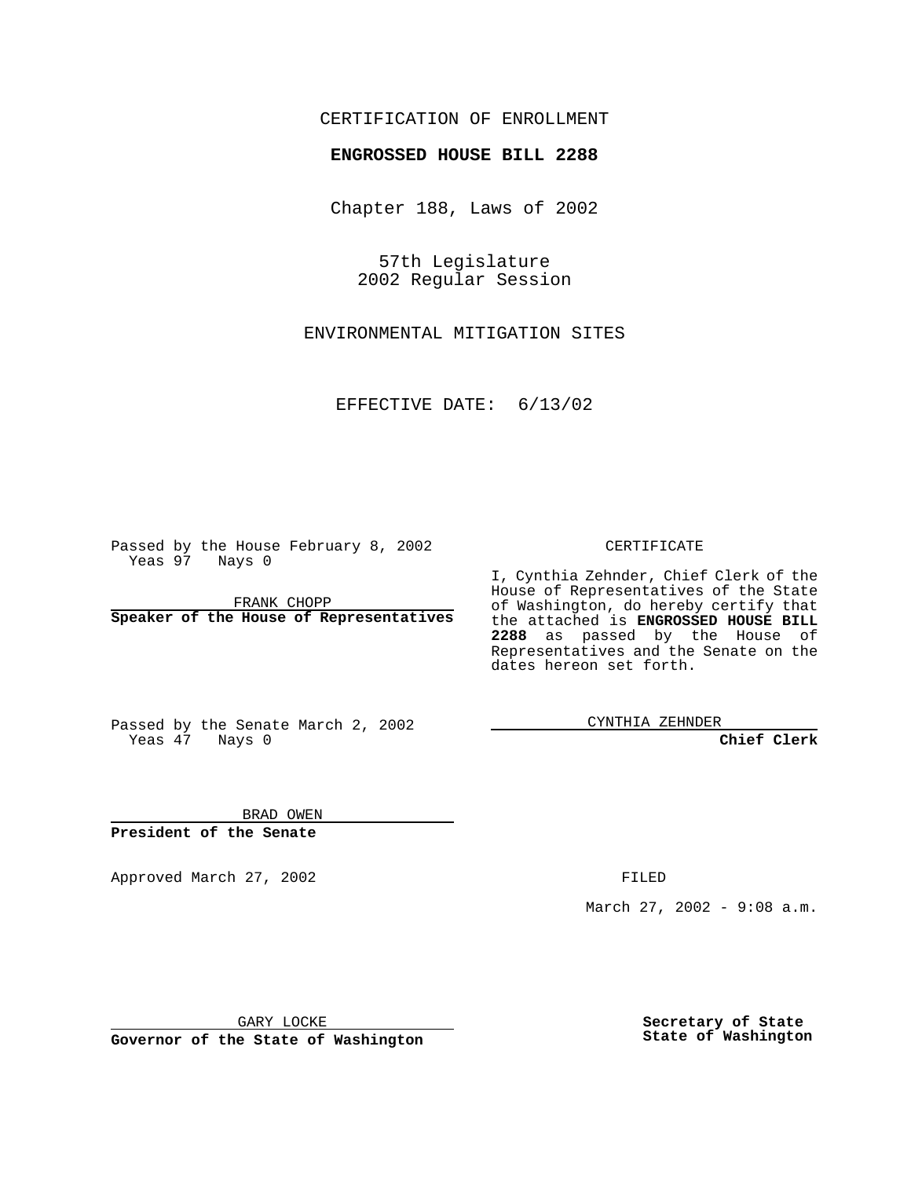CERTIFICATION OF ENROLLMENT

**ENGROSSED HOUSE BILL 2288**

Chapter 188, Laws of 2002

57th Legislature
2002 Regular Session

ENVIRONMENTAL MITIGATION SITES

EFFECTIVE DATE: 6/13/02

Passed by the House February 8, 2002
Yeas 97 Nays 0

FRANK CHOPP
**Speaker of the House of Representatives**

Passed by the Senate March 2, 2002
Yeas 47 Nays 0

BRAD OWEN
**President of the Senate**

Approved March 27, 2002

GARY LOCKE
**Governor of the State of Washington**

CERTIFICATE

I, Cynthia Zehnder, Chief Clerk of the House of Representatives of the State of Washington, do hereby certify that the attached is **ENGROSSED HOUSE BILL 2288** as passed by the House of Representatives and the Senate on the dates hereon set forth.

CYNTHIA ZEHNDER
**Chief Clerk**

FILED

March 27, 2002 - 9:08 a.m.

**Secretary of State
State of Washington**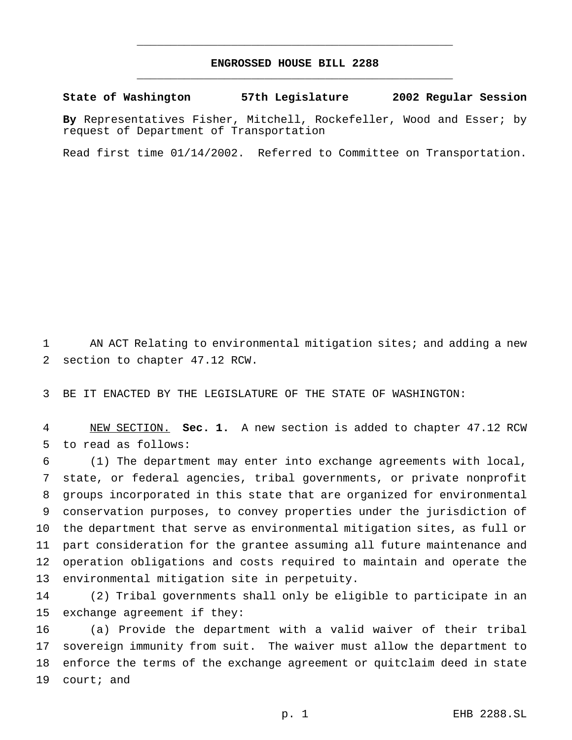# ENGROSSED HOUSE BILL 2288

**State of Washington 57th Legislature 2002 Regular Session**

**By** Representatives Fisher, Mitchell, Rockefeller, Wood and Esser; by request of Department of Transportation

Read first time 01/14/2002. Referred to Committee on Transportation.

AN ACT Relating to environmental mitigation sites; and adding a new section to chapter 47.12 RCW.

BE IT ENACTED BY THE LEGISLATURE OF THE STATE OF WASHINGTON:

NEW SECTION. **Sec. 1.** A new section is added to chapter 47.12 RCW to read as follows:

(1) The department may enter into exchange agreements with local, state, or federal agencies, tribal governments, or private nonprofit groups incorporated in this state that are organized for environmental conservation purposes, to convey properties under the jurisdiction of the department that serve as environmental mitigation sites, as full or part consideration for the grantee assuming all future maintenance and operation obligations and costs required to maintain and operate the environmental mitigation site in perpetuity.

(2) Tribal governments shall only be eligible to participate in an exchange agreement if they:

(a) Provide the department with a valid waiver of their tribal sovereign immunity from suit. The waiver must allow the department to enforce the terms of the exchange agreement or quitclaim deed in state court; and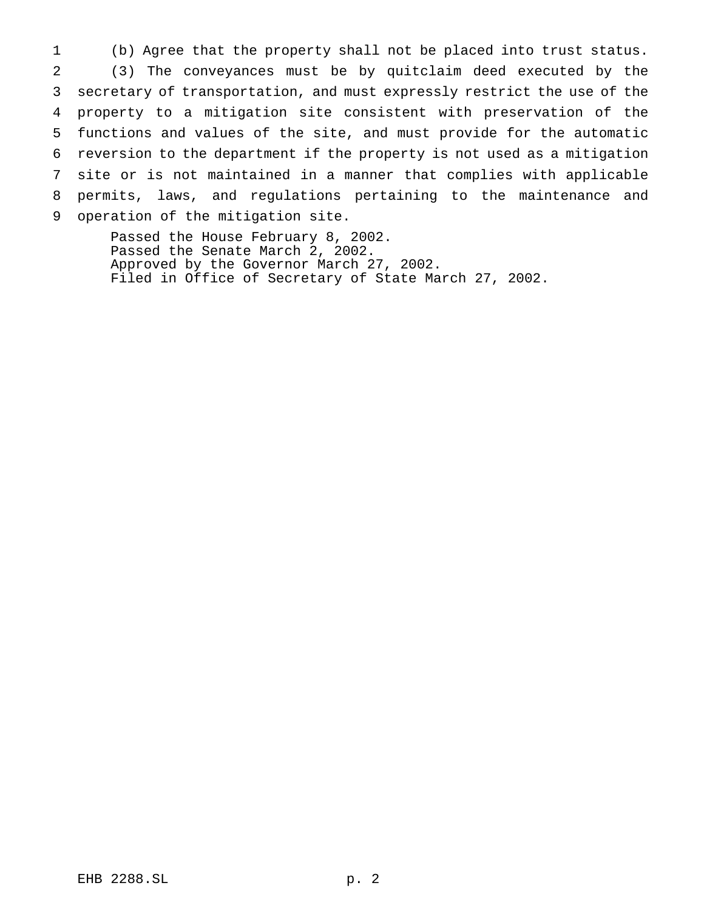(b) Agree that the property shall not be placed into trust status.

(3) The conveyances must be by quitclaim deed executed by the secretary of transportation, and must expressly restrict the use of the property to a mitigation site consistent with preservation of the functions and values of the site, and must provide for the automatic reversion to the department if the property is not used as a mitigation site or is not maintained in a manner that complies with applicable permits, laws, and regulations pertaining to the maintenance and operation of the mitigation site.

Passed the House February 8, 2002.
Passed the Senate March 2, 2002.
Approved by the Governor March 27, 2002.
Filed in Office of Secretary of State March 27, 2002.